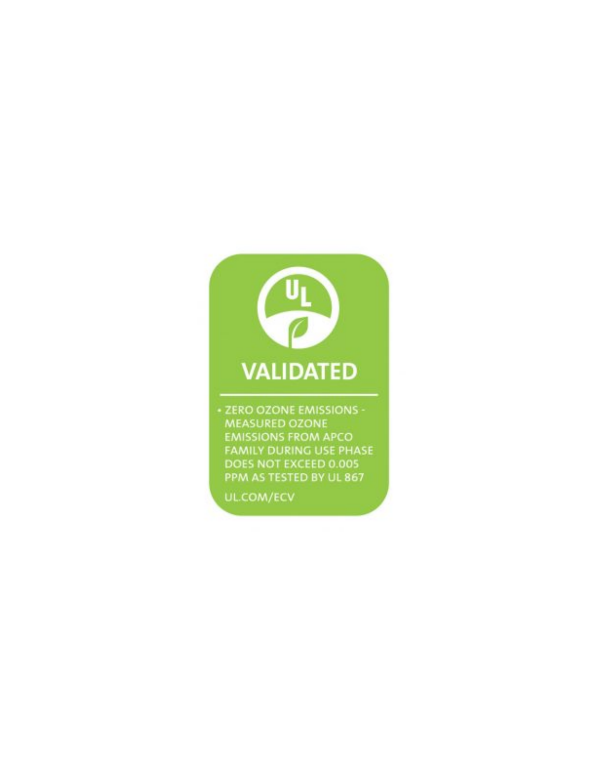# VALIDATED

- ZERO OZONE EMISSIONS - MEASURED OZONE EMISSIONS FROM APCO FAMILY DURING USE PHASE DOES NOT EXCEED 0.005 PPM AS TESTED BY UL 867

UL.COM/ECV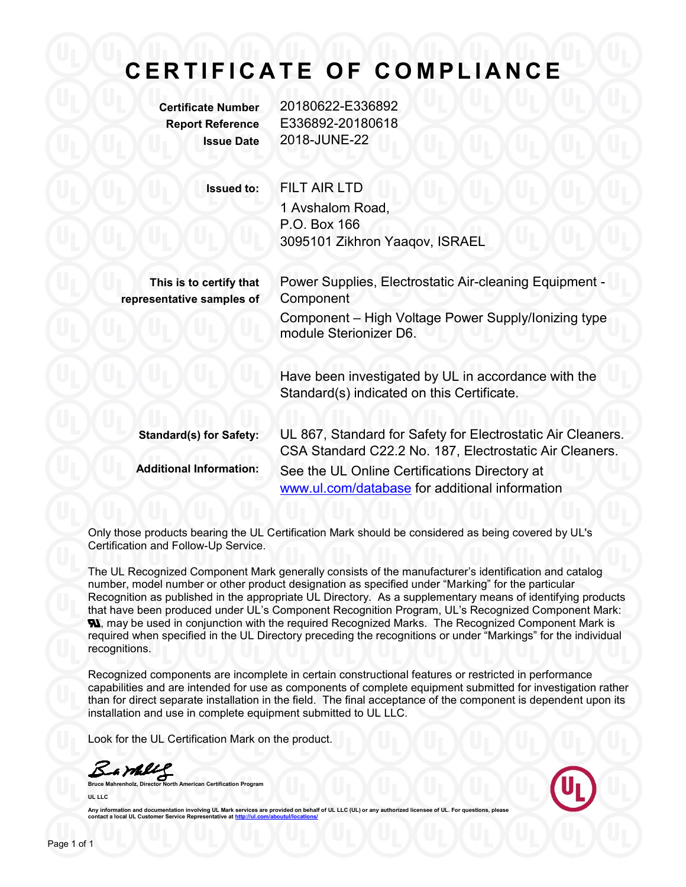# CERTIFICATE OF COMPLIANCE

| | |
|---|---|
| **Certificate Number** | 20180622-E336892 |
| **Report Reference** | E336892-20180618 |
| **Issue Date** | 2018-JUNE-22 |

**Issued to:** FILT AIR LTD
1 Avshalom Road,
P.O. Box 166
3095101 Zikhron Yaaqov, ISRAEL

**This is to certify that representative samples of**

Power Supplies, Electrostatic Air-cleaning Equipment - Component

Component – High Voltage Power Supply/Ionizing type module Sterionizer D6.

Have been investigated by UL in accordance with the Standard(s) indicated on this Certificate.

**Standard(s) for Safety:** UL 867, Standard for Safety for Electrostatic Air Cleaners. CSA Standard C22.2 No. 187, Electrostatic Air Cleaners.

**Additional Information:** See the UL Online Certifications Directory at www.ul.com/database for additional information

Only those products bearing the UL Certification Mark should be considered as being covered by UL's Certification and Follow-Up Service.

The UL Recognized Component Mark generally consists of the manufacturer's identification and catalog number, model number or other product designation as specified under "Marking" for the particular Recognition as published in the appropriate UL Directory. As a supplementary means of identifying products that have been produced under UL's Component Recognition Program, UL's Recognized Component Mark: RU, may be used in conjunction with the required Recognized Marks. The Recognized Component Mark is required when specified in the UL Directory preceding the recognitions or under "Markings" for the individual recognitions.

Recognized components are incomplete in certain constructional features or restricted in performance capabilities and are intended for use as components of complete equipment submitted for investigation rather than for direct separate installation in the field. The final acceptance of the component is dependent upon its installation and use in complete equipment submitted to UL LLC.

Look for the UL Certification Mark on the product.

**Bruce Mahrenholz, Director North American Certification Program**

**UL LLC**

Any information and documentation involving UL Mark services are provided on behalf of UL LLC (UL) or any authorized licensee of UL. For questions, please contact a local UL Customer Service Representative at http://ul.com/aboutul/locations/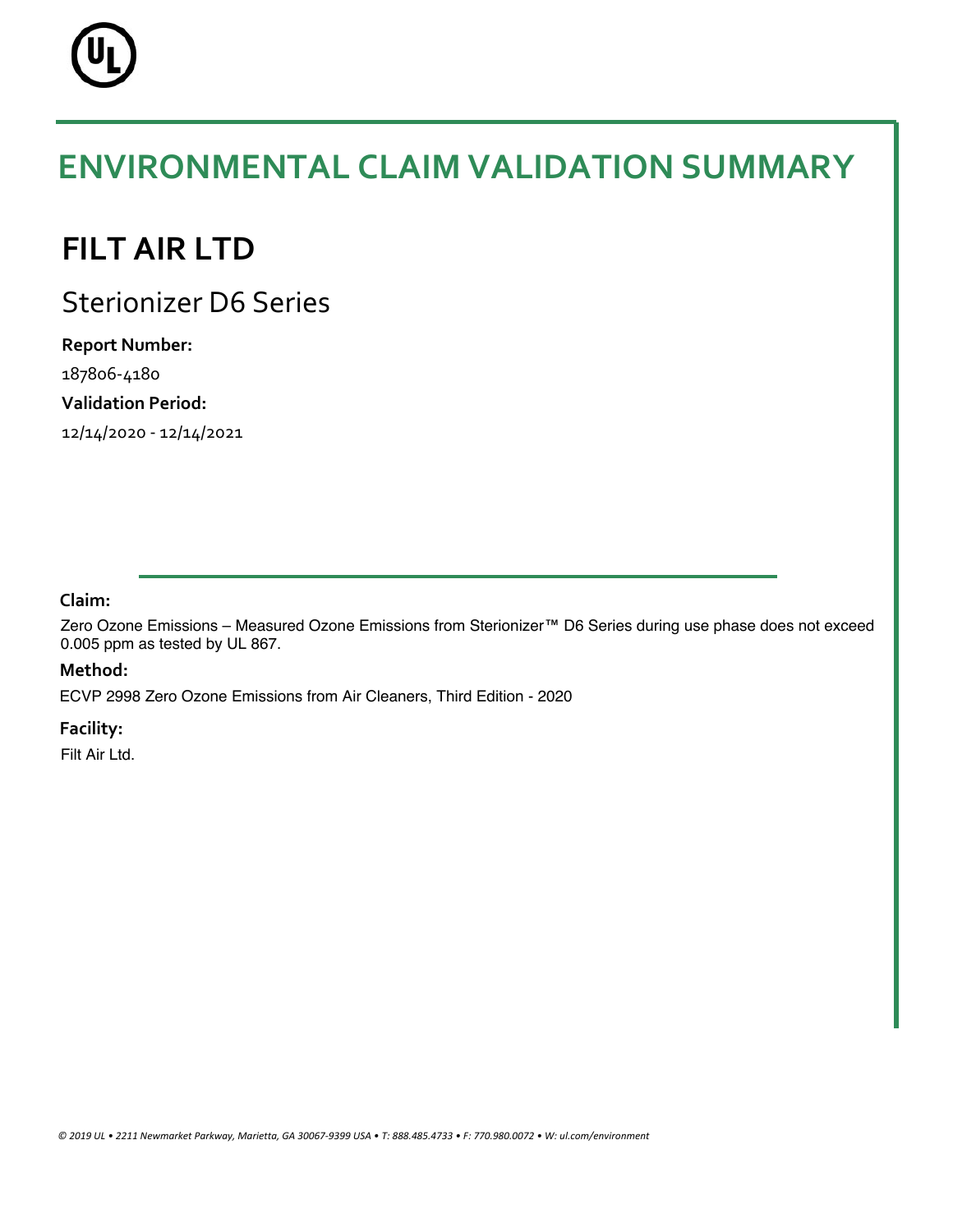# ENVIRONMENTAL CLAIM VALIDATION SUMMARY

## FILT AIR LTD

### Sterionizer D6 Series

**Report Number:**

187806-4180

**Validation Period:**

12/14/2020 - 12/14/2021

**Claim:**

Zero Ozone Emissions – Measured Ozone Emissions from Sterionizer™ D6 Series during use phase does not exceed 0.005 ppm as tested by UL 867.

**Method:**

ECVP 2998 Zero Ozone Emissions from Air Cleaners, Third Edition - 2020

**Facility:**

Filt Air Ltd.

*© 2019 UL • 2211 Newmarket Parkway, Marietta, GA 30067-9399 USA • T: 888.485.4733 • F: 770.980.0072 • W: ul.com/environment*